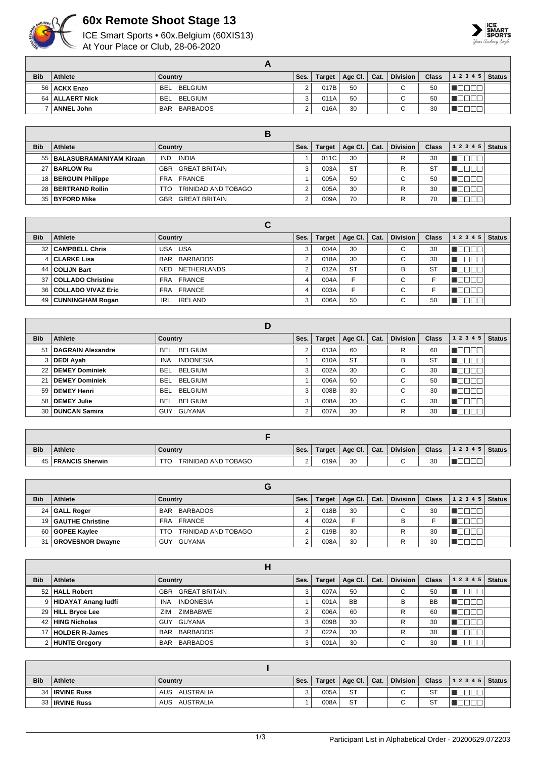# 60x Remote Shoot Stage 13

ICE Smart Sports • 60x.Belgium (60XIS13)
At Your Place or Club, 28-06-2020

## A

| Bib | Athlete | Country | Ses. | Target | Age Cl. | Cat. | Division | Class | 1 2 3 4 5 | Status |
|---|---|---|---|---|---|---|---|---|---|---|
| 56 | **ACKX Enzo** | BEL BELGIUM | 2 | 017B | 50 | | C | 50 | | |
| 64 | **ALLAERT Nick** | BEL BELGIUM | 3 | 011A | 50 | | C | 50 | | |
| 7 | **ANNEL John** | BAR BARBADOS | 2 | 016A | 30 | | C | 30 | | |

## B

| Bib | Athlete | Country | Ses. | Target | Age Cl. | Cat. | Division | Class | 1 2 3 4 5 | Status |
|---|---|---|---|---|---|---|---|---|---|---|
| 55 | **BALASUBRAMANIYAM Kiraan** | IND INDIA | 1 | 011C | 30 | | R | 30 | | |
| 27 | **BARLOW Ru** | GBR GREAT BRITAIN | 3 | 003A | ST | | R | ST | | |
| 18 | **BERGUIN Philippe** | FRA FRANCE | 1 | 005A | 50 | | C | 50 | | |
| 28 | **BERTRAND Rollin** | TTO TRINIDAD AND TOBAGO | 2 | 005A | 30 | | R | 30 | | |
| 35 | **BYFORD Mike** | GBR GREAT BRITAIN | 2 | 009A | 70 | | R | 70 | | |

## C

| Bib | Athlete | Country | Ses. | Target | Age Cl. | Cat. | Division | Class | 1 2 3 4 5 | Status |
|---|---|---|---|---|---|---|---|---|---|---|
| 32 | **CAMPBELL Chris** | USA USA | 3 | 004A | 30 | | C | 30 | | |
| 4 | **CLARKE Lisa** | BAR BARBADOS | 2 | 018A | 30 | | C | 30 | | |
| 44 | **COLIJN Bart** | NED NETHERLANDS | 2 | 012A | ST | | B | ST | | |
| 37 | **COLLADO Christine** | FRA FRANCE | 4 | 004A | F | | C | F | | |
| 36 | **COLLADO VIVAZ Eric** | FRA FRANCE | 4 | 003A | F | | C | F | | |
| 49 | **CUNNINGHAM Rogan** | IRL IRELAND | 3 | 006A | 50 | | C | 50 | | |

## D

| Bib | Athlete | Country | Ses. | Target | Age Cl. | Cat. | Division | Class | 1 2 3 4 5 | Status |
|---|---|---|---|---|---|---|---|---|---|---|
| 51 | **DAGRAIN Alexandre** | BEL BELGIUM | 2 | 013A | 60 | | R | 60 | | |
| 3 | **DEDI Ayah** | INA INDONESIA | 1 | 010A | ST | | B | ST | | |
| 22 | **DEMEY Dominiek** | BEL BELGIUM | 3 | 002A | 30 | | C | 30 | | |
| 21 | **DEMEY Dominiek** | BEL BELGIUM | 1 | 006A | 50 | | C | 50 | | |
| 59 | **DEMEY Henri** | BEL BELGIUM | 3 | 008B | 30 | | C | 30 | | |
| 58 | **DEMEY Julie** | BEL BELGIUM | 3 | 008A | 30 | | C | 30 | | |
| 30 | **DUNCAN Samira** | GUY GUYANA | 2 | 007A | 30 | | R | 30 | | |

## F

| Bib | Athlete | Country | Ses. | Target | Age Cl. | Cat. | Division | Class | 1 2 3 4 5 | Status |
|---|---|---|---|---|---|---|---|---|---|---|
| 45 | **FRANCIS Sherwin** | TTO TRINIDAD AND TOBAGO | 2 | 019A | 30 | | C | 30 | | |

## G

| Bib | Athlete | Country | Ses. | Target | Age Cl. | Cat. | Division | Class | 1 2 3 4 5 | Status |
|---|---|---|---|---|---|---|---|---|---|---|
| 24 | **GALL Roger** | BAR BARBADOS | 2 | 018B | 30 | | C | 30 | | |
| 19 | **GAUTHE Christine** | FRA FRANCE | 4 | 002A | F | | B | F | | |
| 60 | **GOPEE Kaylee** | TTO TRINIDAD AND TOBAGO | 2 | 019B | 30 | | R | 30 | | |
| 31 | **GROVESNOR Dwayne** | GUY GUYANA | 2 | 008A | 30 | | R | 30 | | |

## H

| Bib | Athlete | Country | Ses. | Target | Age Cl. | Cat. | Division | Class | 1 2 3 4 5 | Status |
|---|---|---|---|---|---|---|---|---|---|---|
| 52 | **HALL Robert** | GBR GREAT BRITAIN | 3 | 007A | 50 | | C | 50 | | |
| 9 | **HIDAYAT Anang ludfi** | INA INDONESIA | 1 | 001A | BB | | B | BB | | |
| 29 | **HILL Bryce Lee** | ZIM ZIMBABWE | 2 | 006A | 60 | | R | 60 | | |
| 42 | **HING Nicholas** | GUY GUYANA | 3 | 009B | 30 | | R | 30 | | |
| 17 | **HOLDER R-James** | BAR BARBADOS | 2 | 022A | 30 | | R | 30 | | |
| 2 | **HUNTE Gregory** | BAR BARBADOS | 3 | 001A | 30 | | C | 30 | | |

## I

| Bib | Athlete | Country | Ses. | Target | Age Cl. | Cat. | Division | Class | 1 2 3 4 5 | Status |
|---|---|---|---|---|---|---|---|---|---|---|
| 34 | **IRVINE Russ** | AUS AUSTRALIA | 3 | 005A | ST | | C | ST | | |
| 33 | **IRVINE Russ** | AUS AUSTRALIA | 1 | 008A | ST | | C | ST | | |

Participant List in Alphabetical Order - 20200629.072203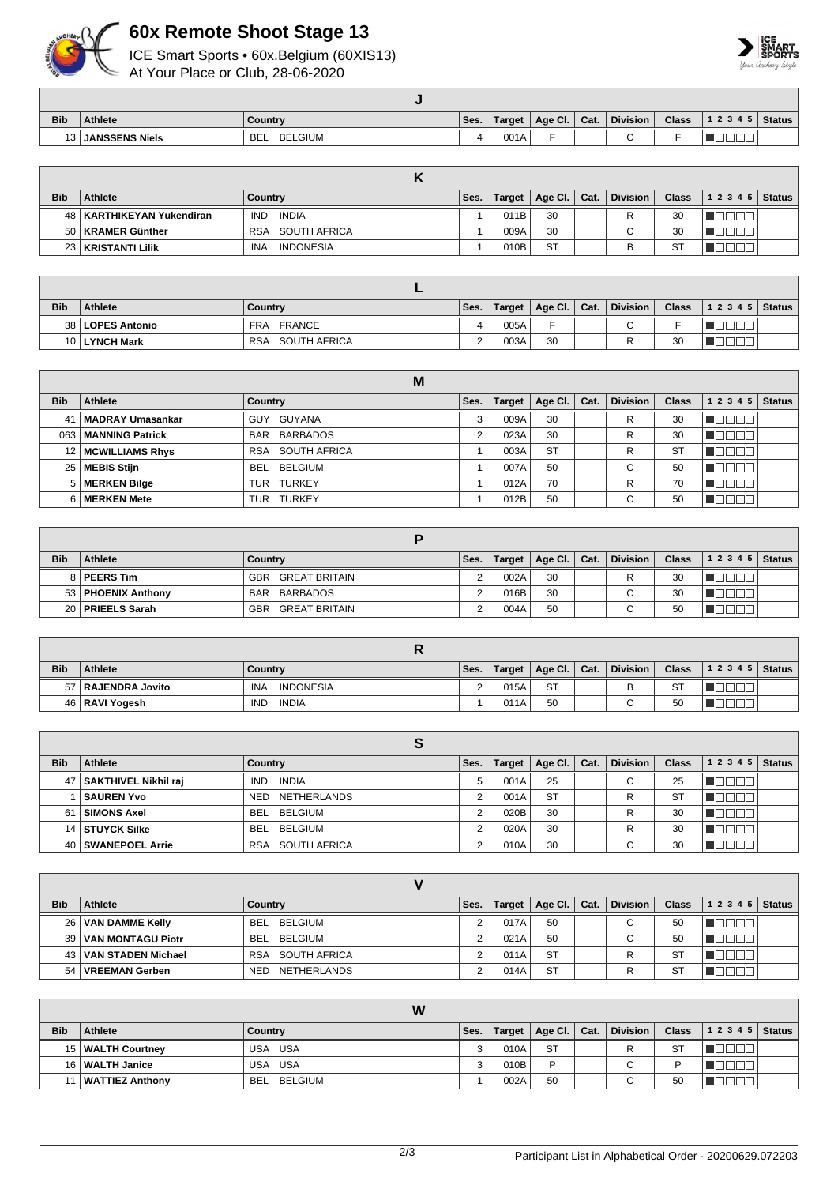# 60x Remote Shoot Stage 13

ICE Smart Sports • 60x.Belgium (60XIS13)
At Your Place or Club, 28-06-2020

## J

| Bib | Athlete | Country | Ses. | Target | Age Cl. | Cat. | Division | Class | 1 2 3 4 5 | Status |
|---|---|---|---|---|---|---|---|---|---|---|
| 13 | **JANSSENS Niels** | BEL BELGIUM | 4 | 001A | F | | C | F | ■□□□□ | |

## K

| Bib | Athlete | Country | Ses. | Target | Age Cl. | Cat. | Division | Class | 1 2 3 4 5 | Status |
|---|---|---|---|---|---|---|---|---|---|---|
| 48 | **KARTHIKEYAN Yukendiran** | IND INDIA | 1 | 011B | 30 | | R | 30 | ■□□□□ | |
| 50 | **KRAMER Günther** | RSA SOUTH AFRICA | 1 | 009A | 30 | | C | 30 | ■□□□□ | |
| 23 | **KRISTANTI Lilik** | INA INDONESIA | 1 | 010B | ST | | B | ST | ■□□□□ | |

## L

| Bib | Athlete | Country | Ses. | Target | Age Cl. | Cat. | Division | Class | 1 2 3 4 5 | Status |
|---|---|---|---|---|---|---|---|---|---|---|
| 38 | **LOPES Antonio** | FRA FRANCE | 4 | 005A | F | | C | F | ■□□□□ | |
| 10 | **LYNCH Mark** | RSA SOUTH AFRICA | 2 | 003A | 30 | | R | 30 | ■□□□□ | |

## M

| Bib | Athlete | Country | Ses. | Target | Age Cl. | Cat. | Division | Class | 1 2 3 4 5 | Status |
|---|---|---|---|---|---|---|---|---|---|---|
| 41 | **MADRAY Umasankar** | GUY GUYANA | 3 | 009A | 30 | | R | 30 | ■□□□□ | |
| 063 | **MANNING Patrick** | BAR BARBADOS | 2 | 023A | 30 | | R | 30 | ■□□□□ | |
| 12 | **MCWILLIAMS Rhys** | RSA SOUTH AFRICA | 1 | 003A | ST | | R | ST | ■□□□□ | |
| 25 | **MEBIS Stijn** | BEL BELGIUM | 1 | 007A | 50 | | C | 50 | ■□□□□ | |
| 5 | **MERKEN Bilge** | TUR TURKEY | 1 | 012A | 70 | | R | 70 | ■□□□□ | |
| 6 | **MERKEN Mete** | TUR TURKEY | 1 | 012B | 50 | | C | 50 | ■□□□□ | |

## P

| Bib | Athlete | Country | Ses. | Target | Age Cl. | Cat. | Division | Class | 1 2 3 4 5 | Status |
|---|---|---|---|---|---|---|---|---|---|---|
| 8 | **PEERS Tim** | GBR GREAT BRITAIN | 2 | 002A | 30 | | R | 30 | ■□□□□ | |
| 53 | **PHOENIX Anthony** | BAR BARBADOS | 2 | 016B | 30 | | C | 30 | ■□□□□ | |
| 20 | **PRIEELS Sarah** | GBR GREAT BRITAIN | 2 | 004A | 50 | | C | 50 | ■□□□□ | |

## R

| Bib | Athlete | Country | Ses. | Target | Age Cl. | Cat. | Division | Class | 1 2 3 4 5 | Status |
|---|---|---|---|---|---|---|---|---|---|---|
| 57 | **RAJENDRA Jovito** | INA INDONESIA | 2 | 015A | ST | | B | ST | ■□□□□ | |
| 46 | **RAVI Yogesh** | IND INDIA | 1 | 011A | 50 | | C | 50 | ■□□□□ | |

## S

| Bib | Athlete | Country | Ses. | Target | Age Cl. | Cat. | Division | Class | 1 2 3 4 5 | Status |
|---|---|---|---|---|---|---|---|---|---|---|
| 47 | **SAKTHIVEL Nikhil raj** | IND INDIA | 5 | 001A | 25 | | C | 25 | ■□□□□ | |
| 1 | **SAUREN Yvo** | NED NETHERLANDS | 2 | 001A | ST | | R | ST | ■□□□□ | |
| 61 | **SIMONS Axel** | BEL BELGIUM | 2 | 020B | 30 | | R | 30 | ■□□□□ | |
| 14 | **STUYCK Silke** | BEL BELGIUM | 2 | 020A | 30 | | R | 30 | ■□□□□ | |
| 40 | **SWANEPOEL Arrie** | RSA SOUTH AFRICA | 2 | 010A | 30 | | C | 30 | ■□□□□ | |

## V

| Bib | Athlete | Country | Ses. | Target | Age Cl. | Cat. | Division | Class | 1 2 3 4 5 | Status |
|---|---|---|---|---|---|---|---|---|---|---|
| 26 | **VAN DAMME Kelly** | BEL BELGIUM | 2 | 017A | 50 | | C | 50 | ■□□□□ | |
| 39 | **VAN MONTAGU Piotr** | BEL BELGIUM | 2 | 021A | 50 | | C | 50 | ■□□□□ | |
| 43 | **VAN STADEN Michael** | RSA SOUTH AFRICA | 2 | 011A | ST | | R | ST | ■□□□□ | |
| 54 | **VREEMAN Gerben** | NED NETHERLANDS | 2 | 014A | ST | | R | ST | ■□□□□ | |

## W

| Bib | Athlete | Country | Ses. | Target | Age Cl. | Cat. | Division | Class | 1 2 3 4 5 | Status |
|---|---|---|---|---|---|---|---|---|---|---|
| 15 | **WALTH Courtney** | USA USA | 3 | 010A | ST | | R | ST | ■□□□□ | |
| 16 | **WALTH Janice** | USA USA | 3 | 010B | P | | C | P | ■□□□□ | |
| 11 | **WATTIEZ Anthony** | BEL BELGIUM | 1 | 002A | 50 | | C | 50 | ■□□□□ | |

Participant List in Alphabetical Order - 20200629.072203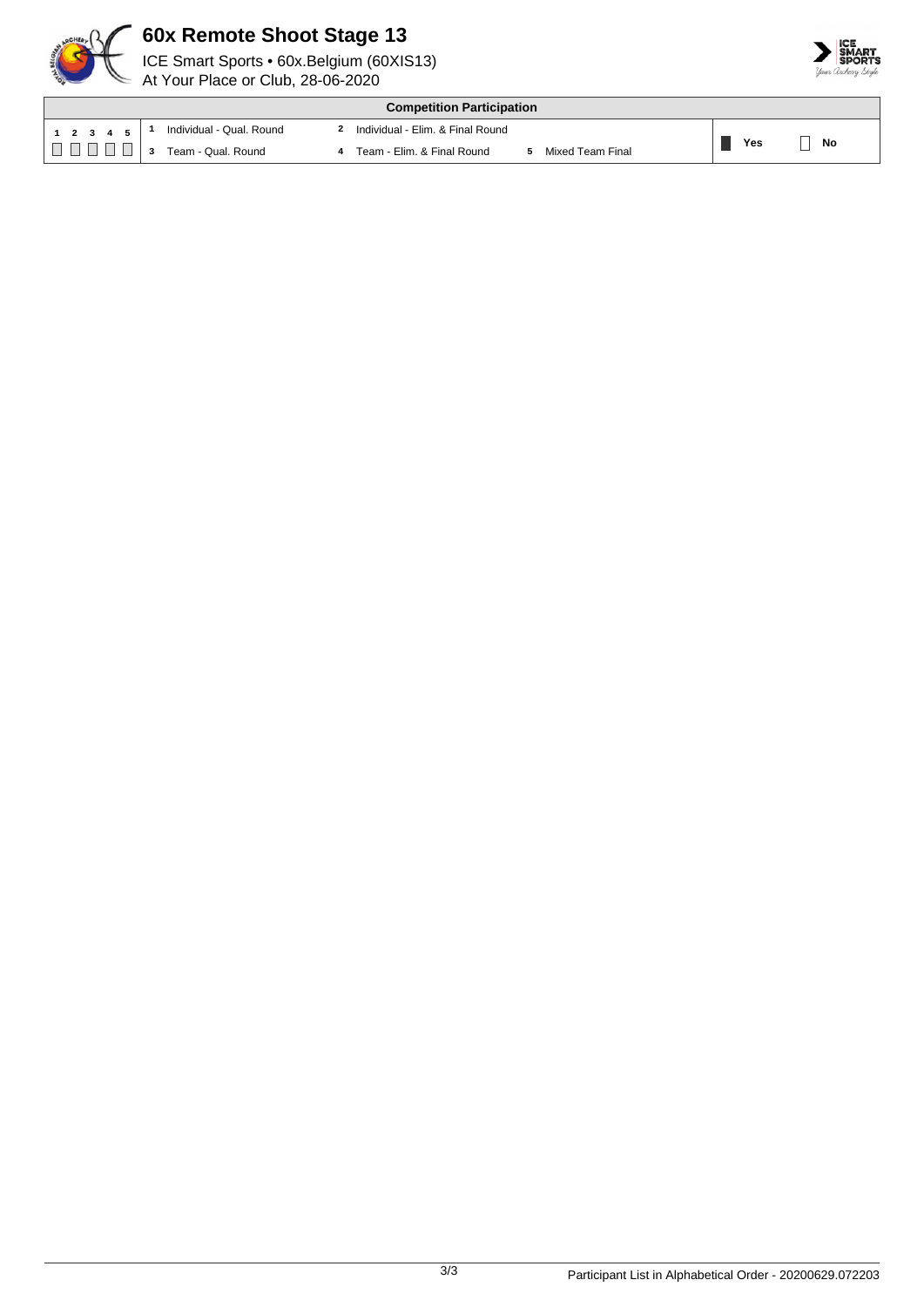# 60x Remote Shoot Stage 13

ICE Smart Sports • 60x.Belgium (60XIS13)
At Your Place or Club, 28-06-2020

| Competition Participation | | | | |
|---|---|---|---|---|
| 1 2 3 4 5 | 1 Individual - Qual. Round | 2 Individual - Elim. & Final Round | | Yes / No |
| | 3 Team - Qual. Round | 4 Team - Elim. & Final Round | 5 Mixed Team Final | |

Participant List in Alphabetical Order - 20200629.072203